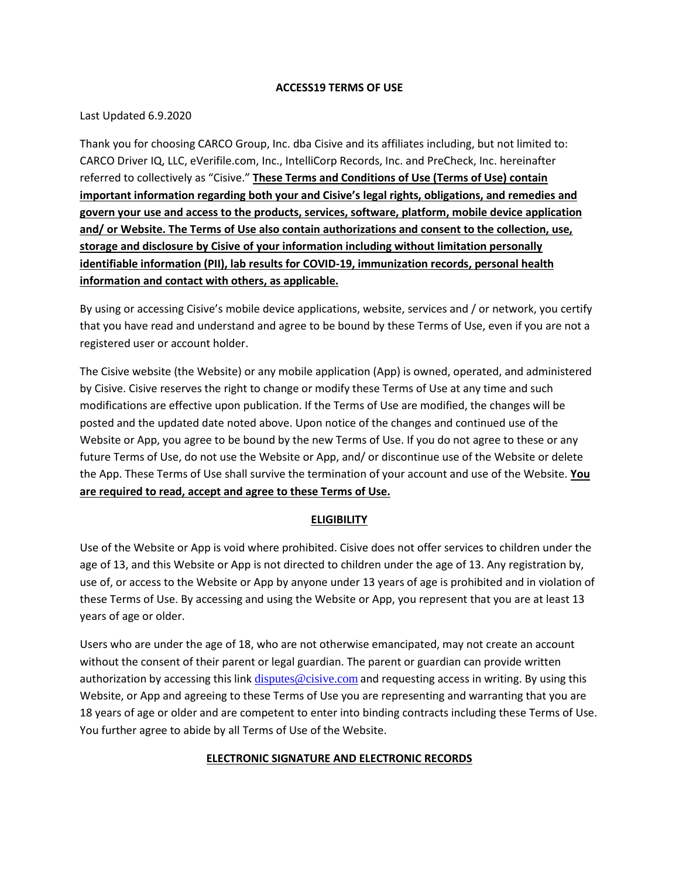# ACCESS19 TERMS OF USE

Last Updated 6.9.2020

Thank you for choosing CARCO Group, Inc. dba Cisive and its affiliates including, but not limited to: CARCO Driver IQ, LLC, eVerifile.com, Inc., IntelliCorp Records, Inc. and PreCheck, Inc. hereinafter referred to collectively as "Cisive." **These Terms and Conditions of Use (Terms of Use) contain important information regarding both your and Cisive's legal rights, obligations, and remedies and govern your use and access to the products, services, software, platform, mobile device application and/ or Website. The Terms of Use also contain authorizations and consent to the collection, use, storage and disclosure by Cisive of your information including without limitation personally identifiable information (PII), lab results for COVID-19, immunization records, personal health information and contact with others, as applicable.**

By using or accessing Cisive's mobile device applications, website, services and / or network, you certify that you have read and understand and agree to be bound by these Terms of Use, even if you are not a registered user or account holder.

The Cisive website (the Website) or any mobile application (App) is owned, operated, and administered by Cisive. Cisive reserves the right to change or modify these Terms of Use at any time and such modifications are effective upon publication. If the Terms of Use are modified, the changes will be posted and the updated date noted above. Upon notice of the changes and continued use of the Website or App, you agree to be bound by the new Terms of Use. If you do not agree to these or any future Terms of Use, do not use the Website or App, and/ or discontinue use of the Website or delete the App. These Terms of Use shall survive the termination of your account and use of the Website. **You are required to read, accept and agree to these Terms of Use.**

## ELIGIBILITY

Use of the Website or App is void where prohibited. Cisive does not offer services to children under the age of 13, and this Website or App is not directed to children under the age of 13. Any registration by, use of, or access to the Website or App by anyone under 13 years of age is prohibited and in violation of these Terms of Use. By accessing and using the Website or App, you represent that you are at least 13 years of age or older.

Users who are under the age of 18, who are not otherwise emancipated, may not create an account without the consent of their parent or legal guardian. The parent or guardian can provide written authorization by accessing this link disputes@cisive.com and requesting access in writing. By using this Website, or App and agreeing to these Terms of Use you are representing and warranting that you are 18 years of age or older and are competent to enter into binding contracts including these Terms of Use. You further agree to abide by all Terms of Use of the Website.

## ELECTRONIC SIGNATURE AND ELECTRONIC RECORDS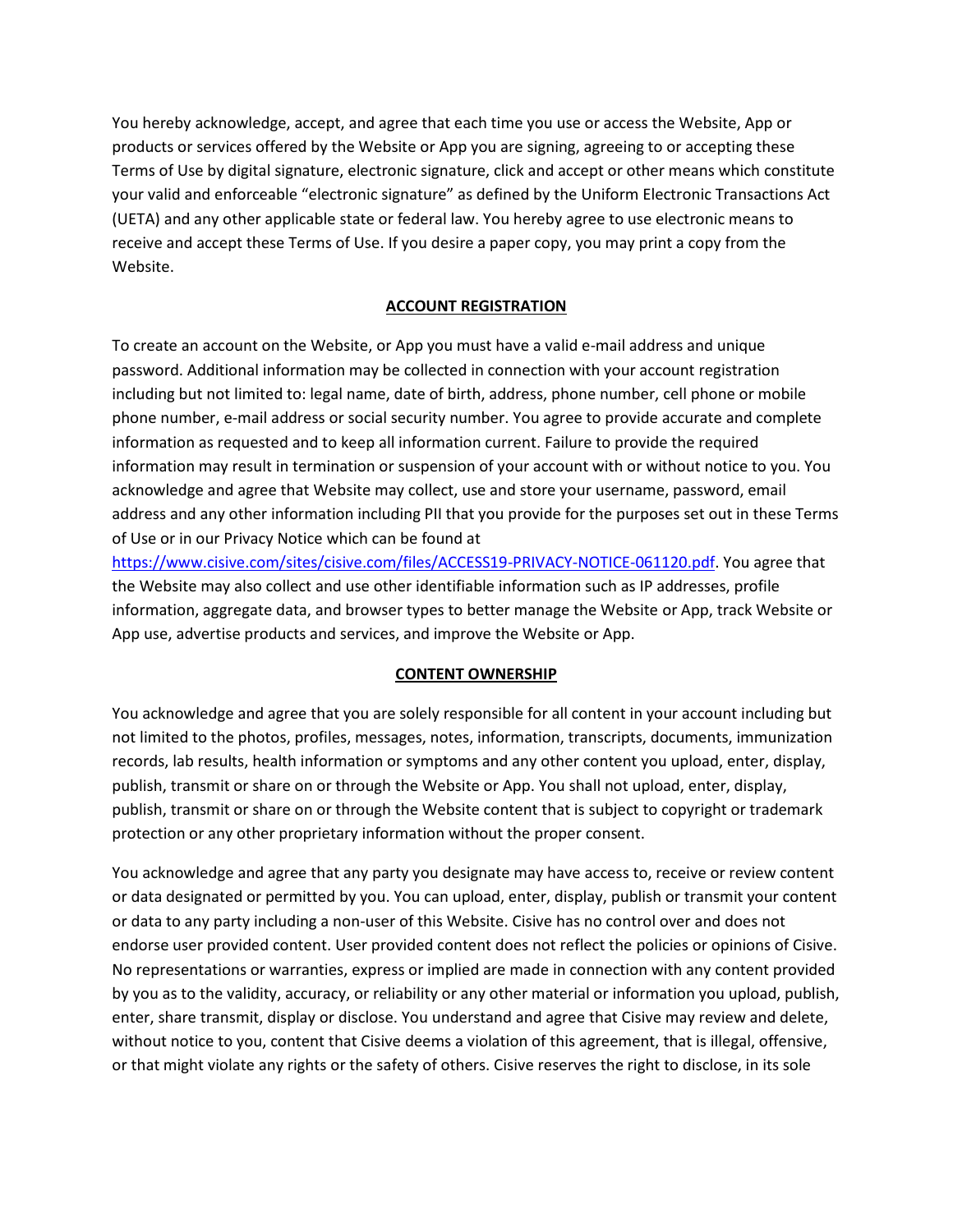You hereby acknowledge, accept, and agree that each time you use or access the Website, App or products or services offered by the Website or App you are signing, agreeing to or accepting these Terms of Use by digital signature, electronic signature, click and accept or other means which constitute your valid and enforceable "electronic signature" as defined by the Uniform Electronic Transactions Act (UETA) and any other applicable state or federal law. You hereby agree to use electronic means to receive and accept these Terms of Use. If you desire a paper copy, you may print a copy from the Website.

## ACCOUNT REGISTRATION

To create an account on the Website, or App you must have a valid e-mail address and unique password. Additional information may be collected in connection with your account registration including but not limited to: legal name, date of birth, address, phone number, cell phone or mobile phone number, e-mail address or social security number. You agree to provide accurate and complete information as requested and to keep all information current. Failure to provide the required information may result in termination or suspension of your account with or without notice to you. You acknowledge and agree that Website may collect, use and store your username, password, email address and any other information including PII that you provide for the purposes set out in these Terms of Use or in our Privacy Notice which can be found at [https://www.cisive.com/sites/cisive.com/files/ACCESS19-PRIVACY-NOTICE-061120.pdf](https://www.cisive.com/sites/cisive.com/files/ACCESS19-PRIVACY-NOTICE-061120.pdf). You agree that the Website may also collect and use other identifiable information such as IP addresses, profile information, aggregate data, and browser types to better manage the Website or App, track Website or App use, advertise products and services, and improve the Website or App.

## CONTENT OWNERSHIP

You acknowledge and agree that you are solely responsible for all content in your account including but not limited to the photos, profiles, messages, notes, information, transcripts, documents, immunization records, lab results, health information or symptoms and any other content you upload, enter, display, publish, transmit or share on or through the Website or App. You shall not upload, enter, display, publish, transmit or share on or through the Website content that is subject to copyright or trademark protection or any other proprietary information without the proper consent.

You acknowledge and agree that any party you designate may have access to, receive or review content or data designated or permitted by you. You can upload, enter, display, publish or transmit your content or data to any party including a non-user of this Website. Cisive has no control over and does not endorse user provided content. User provided content does not reflect the policies or opinions of Cisive. No representations or warranties, express or implied are made in connection with any content provided by you as to the validity, accuracy, or reliability or any other material or information you upload, publish, enter, share transmit, display or disclose. You understand and agree that Cisive may review and delete, without notice to you, content that Cisive deems a violation of this agreement, that is illegal, offensive, or that might violate any rights or the safety of others. Cisive reserves the right to disclose, in its sole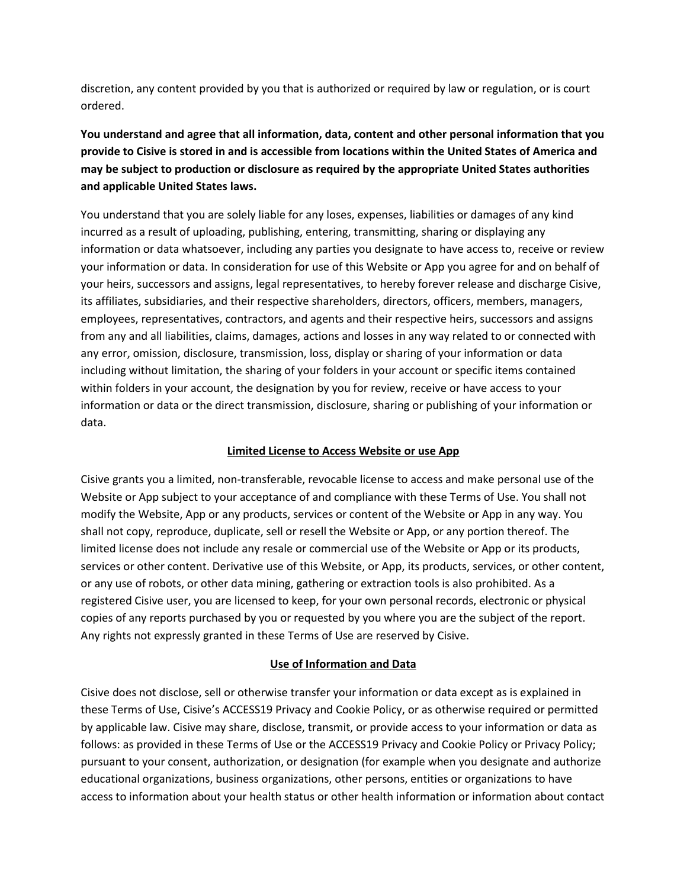discretion, any content provided by you that is authorized or required by law or regulation, or is court ordered.

**You understand and agree that all information, data, content and other personal information that you provide to Cisive is stored in and is accessible from locations within the United States of America and may be subject to production or disclosure as required by the appropriate United States authorities and applicable United States laws.**

You understand that you are solely liable for any loses, expenses, liabilities or damages of any kind incurred as a result of uploading, publishing, entering, transmitting, sharing or displaying any information or data whatsoever, including any parties you designate to have access to, receive or review your information or data. In consideration for use of this Website or App you agree for and on behalf of your heirs, successors and assigns, legal representatives, to hereby forever release and discharge Cisive, its affiliates, subsidiaries, and their respective shareholders, directors, officers, members, managers, employees, representatives, contractors, and agents and their respective heirs, successors and assigns from any and all liabilities, claims, damages, actions and losses in any way related to or connected with any error, omission, disclosure, transmission, loss, display or sharing of your information or data including without limitation, the sharing of your folders in your account or specific items contained within folders in your account, the designation by you for review, receive or have access to your information or data or the direct transmission, disclosure, sharing or publishing of your information or data.

## Limited License to Access Website or use App

Cisive grants you a limited, non-transferable, revocable license to access and make personal use of the Website or App subject to your acceptance of and compliance with these Terms of Use. You shall not modify the Website, App or any products, services or content of the Website or App in any way. You shall not copy, reproduce, duplicate, sell or resell the Website or App, or any portion thereof. The limited license does not include any resale or commercial use of the Website or App or its products, services or other content. Derivative use of this Website, or App, its products, services, or other content, or any use of robots, or other data mining, gathering or extraction tools is also prohibited. As a registered Cisive user, you are licensed to keep, for your own personal records, electronic or physical copies of any reports purchased by you or requested by you where you are the subject of the report. Any rights not expressly granted in these Terms of Use are reserved by Cisive.

## Use of Information and Data

Cisive does not disclose, sell or otherwise transfer your information or data except as is explained in these Terms of Use, Cisive's ACCESS19 Privacy and Cookie Policy, or as otherwise required or permitted by applicable law. Cisive may share, disclose, transmit, or provide access to your information or data as follows: as provided in these Terms of Use or the ACCESS19 Privacy and Cookie Policy or Privacy Policy; pursuant to your consent, authorization, or designation (for example when you designate and authorize educational organizations, business organizations, other persons, entities or organizations to have access to information about your health status or other health information or information about contact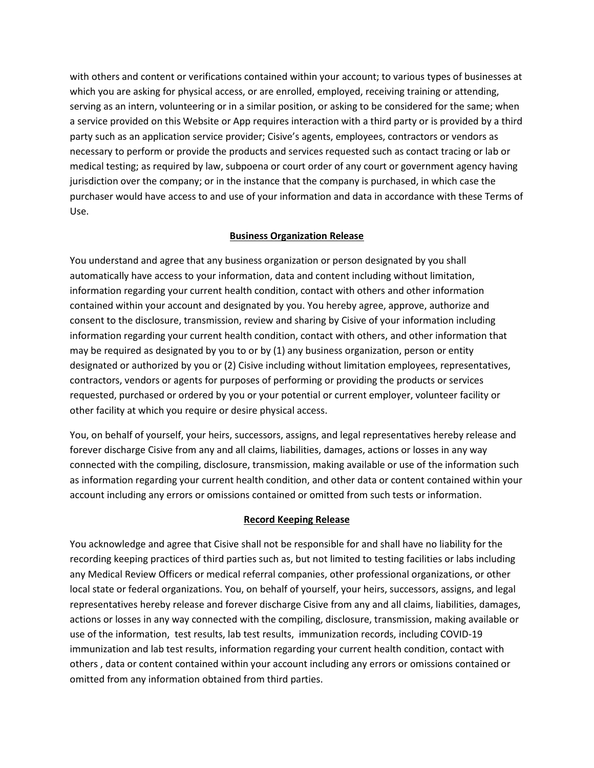with others and content or verifications contained within your account; to various types of businesses at which you are asking for physical access, or are enrolled, employed, receiving training or attending, serving as an intern, volunteering or in a similar position, or asking to be considered for the same; when a service provided on this Website or App requires interaction with a third party or is provided by a third party such as an application service provider; Cisive's agents, employees, contractors or vendors as necessary to perform or provide the products and services requested such as contact tracing or lab or medical testing; as required by law, subpoena or court order of any court or government agency having jurisdiction over the company; or in the instance that the company is purchased, in which case the purchaser would have access to and use of your information and data in accordance with these Terms of Use.

## Business Organization Release

You understand and agree that any business organization or person designated by you shall automatically have access to your information, data and content including without limitation, information regarding your current health condition, contact with others and other information contained within your account and designated by you. You hereby agree, approve, authorize and consent to the disclosure, transmission, review and sharing by Cisive of your information including information regarding your current health condition, contact with others, and other information that may be required as designated by you to or by (1) any business organization, person or entity designated or authorized by you or (2) Cisive including without limitation employees, representatives, contractors, vendors or agents for purposes of performing or providing the products or services requested, purchased or ordered by you or your potential or current employer, volunteer facility or other facility at which you require or desire physical access.

You, on behalf of yourself, your heirs, successors, assigns, and legal representatives hereby release and forever discharge Cisive from any and all claims, liabilities, damages, actions or losses in any way connected with the compiling, disclosure, transmission, making available or use of the information such as information regarding your current health condition, and other data or content contained within your account including any errors or omissions contained or omitted from such tests or information.

## Record Keeping Release

You acknowledge and agree that Cisive shall not be responsible for and shall have no liability for the recording keeping practices of third parties such as, but not limited to testing facilities or labs including any Medical Review Officers or medical referral companies, other professional organizations, or other local state or federal organizations. You, on behalf of yourself, your heirs, successors, assigns, and legal representatives hereby release and forever discharge Cisive from any and all claims, liabilities, damages, actions or losses in any way connected with the compiling, disclosure, transmission, making available or use of the information, test results, lab test results, immunization records, including COVID-19 immunization and lab test results, information regarding your current health condition, contact with others , data or content contained within your account including any errors or omissions contained or omitted from any information obtained from third parties.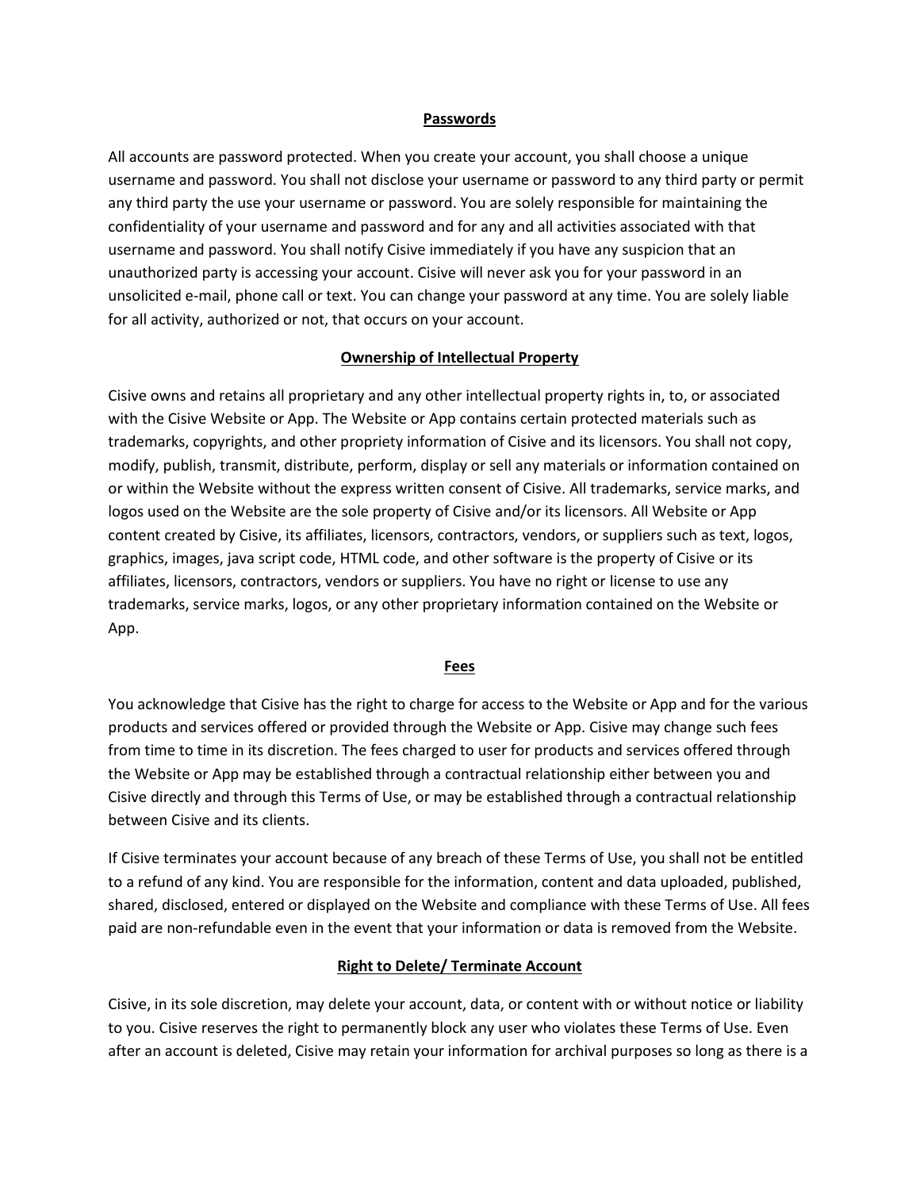## Passwords

All accounts are password protected. When you create your account, you shall choose a unique username and password. You shall not disclose your username or password to any third party or permit any third party the use your username or password. You are solely responsible for maintaining the confidentiality of your username and password and for any and all activities associated with that username and password. You shall notify Cisive immediately if you have any suspicion that an unauthorized party is accessing your account. Cisive will never ask you for your password in an unsolicited e-mail, phone call or text. You can change your password at any time. You are solely liable for all activity, authorized or not, that occurs on your account.

## Ownership of Intellectual Property

Cisive owns and retains all proprietary and any other intellectual property rights in, to, or associated with the Cisive Website or App. The Website or App contains certain protected materials such as trademarks, copyrights, and other propriety information of Cisive and its licensors. You shall not copy, modify, publish, transmit, distribute, perform, display or sell any materials or information contained on or within the Website without the express written consent of Cisive. All trademarks, service marks, and logos used on the Website are the sole property of Cisive and/or its licensors. All Website or App content created by Cisive, its affiliates, licensors, contractors, vendors, or suppliers such as text, logos, graphics, images, java script code, HTML code, and other software is the property of Cisive or its affiliates, licensors, contractors, vendors or suppliers. You have no right or license to use any trademarks, service marks, logos, or any other proprietary information contained on the Website or App.

## Fees

You acknowledge that Cisive has the right to charge for access to the Website or App and for the various products and services offered or provided through the Website or App. Cisive may change such fees from time to time in its discretion. The fees charged to user for products and services offered through the Website or App may be established through a contractual relationship either between you and Cisive directly and through this Terms of Use, or may be established through a contractual relationship between Cisive and its clients.

If Cisive terminates your account because of any breach of these Terms of Use, you shall not be entitled to a refund of any kind. You are responsible for the information, content and data uploaded, published, shared, disclosed, entered or displayed on the Website and compliance with these Terms of Use. All fees paid are non-refundable even in the event that your information or data is removed from the Website.

## Right to Delete/ Terminate Account

Cisive, in its sole discretion, may delete your account, data, or content with or without notice or liability to you. Cisive reserves the right to permanently block any user who violates these Terms of Use. Even after an account is deleted, Cisive may retain your information for archival purposes so long as there is a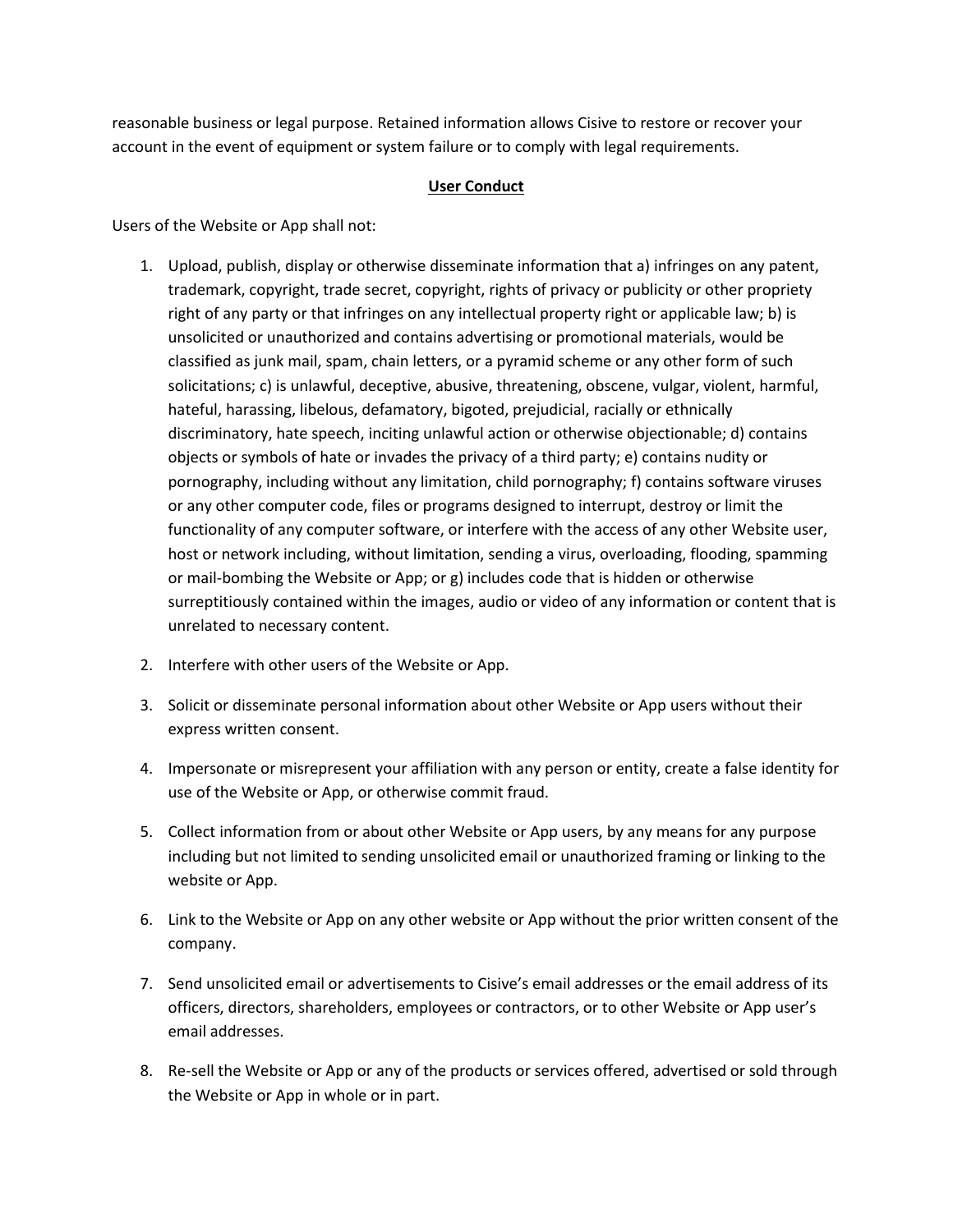reasonable business or legal purpose. Retained information allows Cisive to restore or recover your account in the event of equipment or system failure or to comply with legal requirements.

## User Conduct

Users of the Website or App shall not:

1. Upload, publish, display or otherwise disseminate information that a) infringes on any patent, trademark, copyright, trade secret, copyright, rights of privacy or publicity or other propriety right of any party or that infringes on any intellectual property right or applicable law; b) is unsolicited or unauthorized and contains advertising or promotional materials, would be classified as junk mail, spam, chain letters, or a pyramid scheme or any other form of such solicitations; c) is unlawful, deceptive, abusive, threatening, obscene, vulgar, violent, harmful, hateful, harassing, libelous, defamatory, bigoted, prejudicial, racially or ethnically discriminatory, hate speech, inciting unlawful action or otherwise objectionable; d) contains objects or symbols of hate or invades the privacy of a third party; e) contains nudity or pornography, including without any limitation, child pornography; f) contains software viruses or any other computer code, files or programs designed to interrupt, destroy or limit the functionality of any computer software, or interfere with the access of any other Website user, host or network including, without limitation, sending a virus, overloading, flooding, spamming or mail-bombing the Website or App; or g) includes code that is hidden or otherwise surreptitiously contained within the images, audio or video of any information or content that is unrelated to necessary content.

2. Interfere with other users of the Website or App.

3. Solicit or disseminate personal information about other Website or App users without their express written consent.

4. Impersonate or misrepresent your affiliation with any person or entity, create a false identity for use of the Website or App, or otherwise commit fraud.

5. Collect information from or about other Website or App users, by any means for any purpose including but not limited to sending unsolicited email or unauthorized framing or linking to the website or App.

6. Link to the Website or App on any other website or App without the prior written consent of the company.

7. Send unsolicited email or advertisements to Cisive's email addresses or the email address of its officers, directors, shareholders, employees or contractors, or to other Website or App user's email addresses.

8. Re-sell the Website or App or any of the products or services offered, advertised or sold through the Website or App in whole or in part.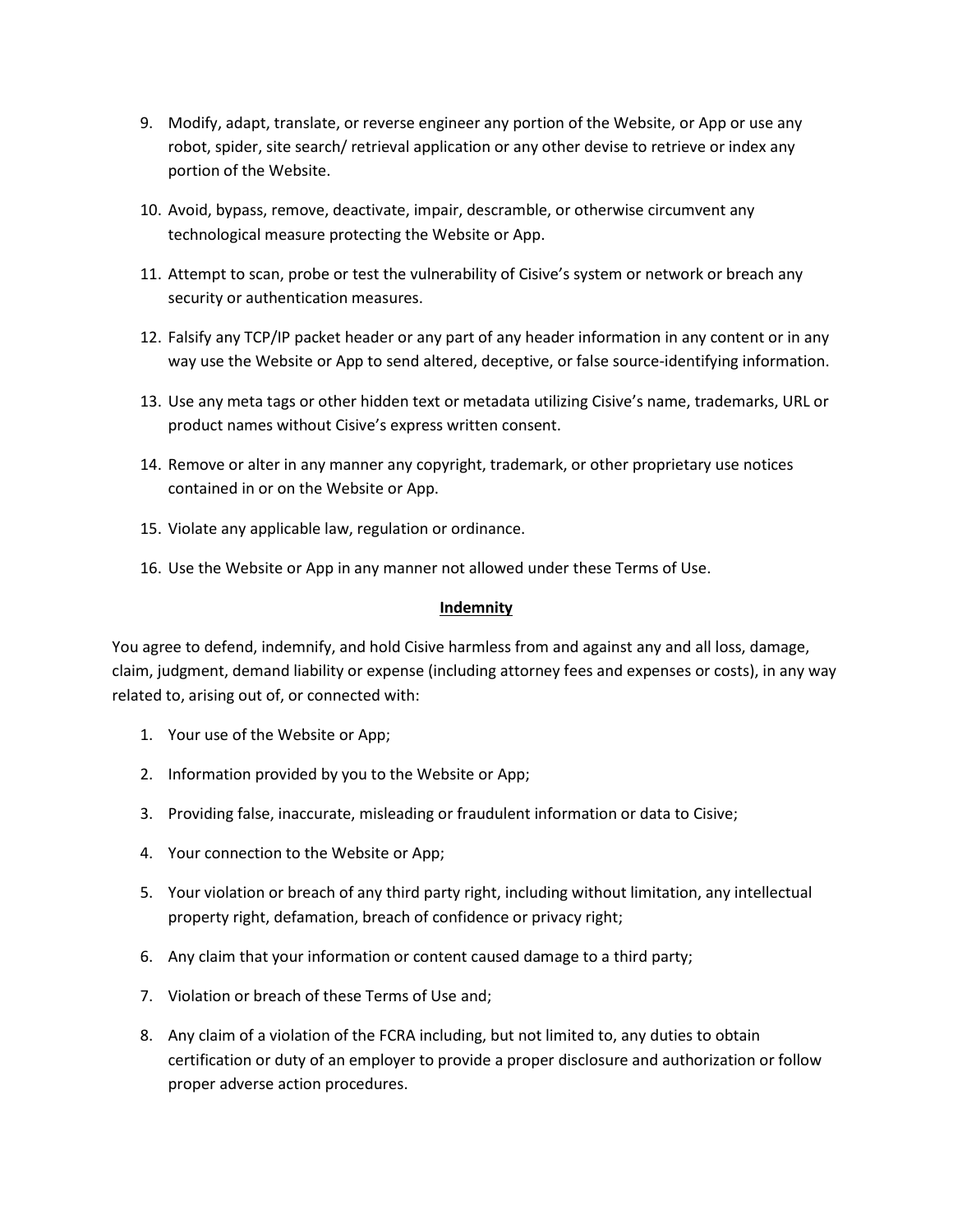9. Modify, adapt, translate, or reverse engineer any portion of the Website, or App or use any robot, spider, site search/ retrieval application or any other devise to retrieve or index any portion of the Website.

10. Avoid, bypass, remove, deactivate, impair, descramble, or otherwise circumvent any technological measure protecting the Website or App.

11. Attempt to scan, probe or test the vulnerability of Cisive's system or network or breach any security or authentication measures.

12. Falsify any TCP/IP packet header or any part of any header information in any content or in any way use the Website or App to send altered, deceptive, or false source-identifying information.

13. Use any meta tags or other hidden text or metadata utilizing Cisive's name, trademarks, URL or product names without Cisive's express written consent.

14. Remove or alter in any manner any copyright, trademark, or other proprietary use notices contained in or on the Website or App.

15. Violate any applicable law, regulation or ordinance.

16. Use the Website or App in any manner not allowed under these Terms of Use.

## Indemnity

You agree to defend, indemnify, and hold Cisive harmless from and against any and all loss, damage, claim, judgment, demand liability or expense (including attorney fees and expenses or costs), in any way related to, arising out of, or connected with:

1. Your use of the Website or App;

2. Information provided by you to the Website or App;

3. Providing false, inaccurate, misleading or fraudulent information or data to Cisive;

4. Your connection to the Website or App;

5. Your violation or breach of any third party right, including without limitation, any intellectual property right, defamation, breach of confidence or privacy right;

6. Any claim that your information or content caused damage to a third party;

7. Violation or breach of these Terms of Use and;

8. Any claim of a violation of the FCRA including, but not limited to, any duties to obtain certification or duty of an employer to provide a proper disclosure and authorization or follow proper adverse action procedures.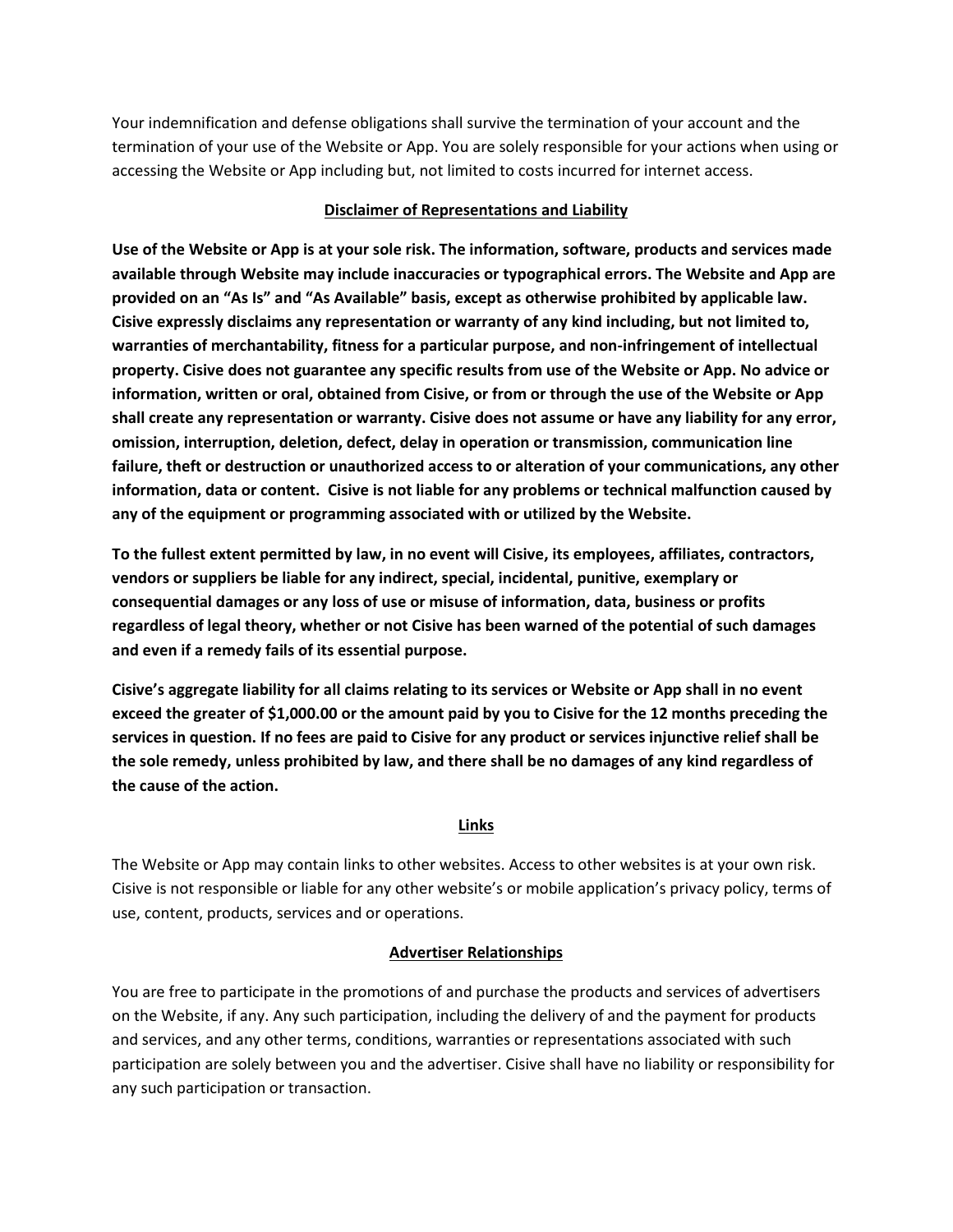Your indemnification and defense obligations shall survive the termination of your account and the termination of your use of the Website or App. You are solely responsible for your actions when using or accessing the Website or App including but, not limited to costs incurred for internet access.

## Disclaimer of Representations and Liability

**Use of the Website or App is at your sole risk. The information, software, products and services made available through Website may include inaccuracies or typographical errors. The Website and App are provided on an "As Is" and "As Available" basis, except as otherwise prohibited by applicable law. Cisive expressly disclaims any representation or warranty of any kind including, but not limited to, warranties of merchantability, fitness for a particular purpose, and non-infringement of intellectual property. Cisive does not guarantee any specific results from use of the Website or App. No advice or information, written or oral, obtained from Cisive, or from or through the use of the Website or App shall create any representation or warranty. Cisive does not assume or have any liability for any error, omission, interruption, deletion, defect, delay in operation or transmission, communication line failure, theft or destruction or unauthorized access to or alteration of your communications, any other information, data or content. Cisive is not liable for any problems or technical malfunction caused by any of the equipment or programming associated with or utilized by the Website.**

**To the fullest extent permitted by law, in no event will Cisive, its employees, affiliates, contractors, vendors or suppliers be liable for any indirect, special, incidental, punitive, exemplary or consequential damages or any loss of use or misuse of information, data, business or profits regardless of legal theory, whether or not Cisive has been warned of the potential of such damages and even if a remedy fails of its essential purpose.**

**Cisive's aggregate liability for all claims relating to its services or Website or App shall in no event exceed the greater of $1,000.00 or the amount paid by you to Cisive for the 12 months preceding the services in question. If no fees are paid to Cisive for any product or services injunctive relief shall be the sole remedy, unless prohibited by law, and there shall be no damages of any kind regardless of the cause of the action.**

## Links

The Website or App may contain links to other websites. Access to other websites is at your own risk. Cisive is not responsible or liable for any other website's or mobile application's privacy policy, terms of use, content, products, services and or operations.

## Advertiser Relationships

You are free to participate in the promotions of and purchase the products and services of advertisers on the Website, if any. Any such participation, including the delivery of and the payment for products and services, and any other terms, conditions, warranties or representations associated with such participation are solely between you and the advertiser. Cisive shall have no liability or responsibility for any such participation or transaction.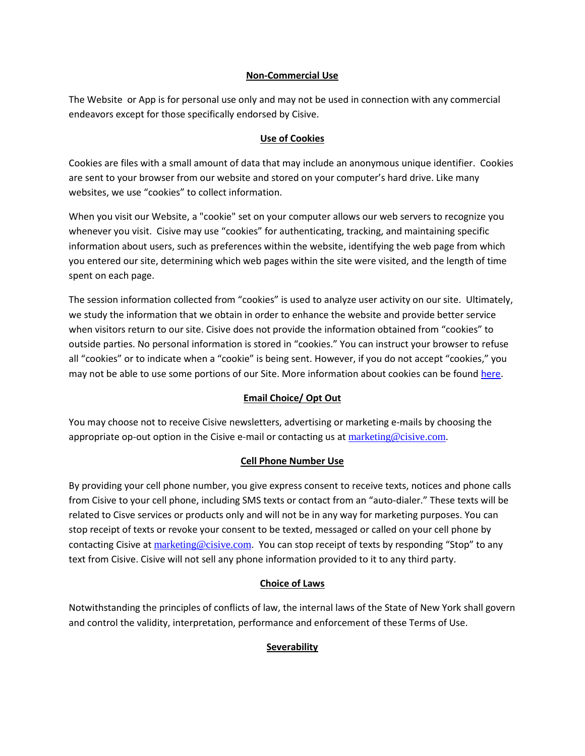## Non-Commercial Use

The Website or App is for personal use only and may not be used in connection with any commercial endeavors except for those specifically endorsed by Cisive.

## Use of Cookies

Cookies are files with a small amount of data that may include an anonymous unique identifier. Cookies are sent to your browser from our website and stored on your computer's hard drive. Like many websites, we use "cookies" to collect information.

When you visit our Website, a "cookie" set on your computer allows our web servers to recognize you whenever you visit. Cisive may use "cookies" for authenticating, tracking, and maintaining specific information about users, such as preferences within the website, identifying the web page from which you entered our site, determining which web pages within the site were visited, and the length of time spent on each page.

The session information collected from "cookies" is used to analyze user activity on our site. Ultimately, we study the information that we obtain in order to enhance the website and provide better service when visitors return to our site. Cisive does not provide the information obtained from "cookies" to outside parties. No personal information is stored in "cookies." You can instruct your browser to refuse all "cookies" or to indicate when a "cookie" is being sent. However, if you do not accept "cookies," you may not be able to use some portions of our Site. More information about cookies can be found here.

## Email Choice/ Opt Out

You may choose not to receive Cisive newsletters, advertising or marketing e-mails by choosing the appropriate op-out option in the Cisive e-mail or contacting us at marketing@cisive.com.

## Cell Phone Number Use

By providing your cell phone number, you give express consent to receive texts, notices and phone calls from Cisive to your cell phone, including SMS texts or contact from an "auto-dialer." These texts will be related to Cisve services or products only and will not be in any way for marketing purposes. You can stop receipt of texts or revoke your consent to be texted, messaged or called on your cell phone by contacting Cisive at marketing@cisive.com. You can stop receipt of texts by responding "Stop" to any text from Cisive. Cisive will not sell any phone information provided to it to any third party.

## Choice of Laws

Notwithstanding the principles of conflicts of law, the internal laws of the State of New York shall govern and control the validity, interpretation, performance and enforcement of these Terms of Use.

## Severability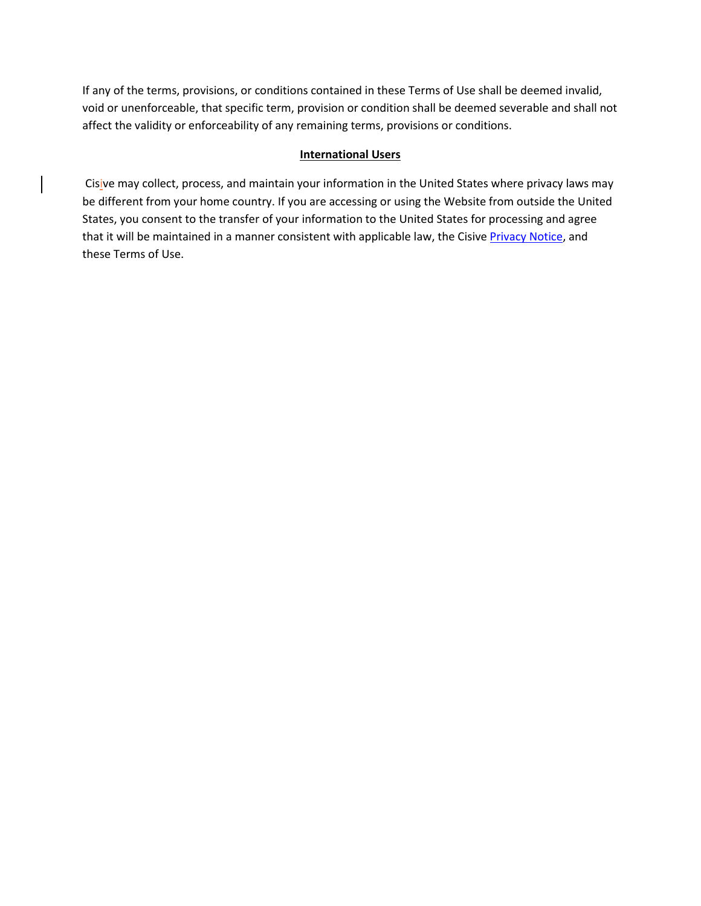If any of the terms, provisions, or conditions contained in these Terms of Use shall be deemed invalid, void or unenforceable, that specific term, provision or condition shall be deemed severable and shall not affect the validity or enforceability of any remaining terms, provisions or conditions.

## International Users

Cisive may collect, process, and maintain your information in the United States where privacy laws may be different from your home country. If you are accessing or using the Website from outside the United States, you consent to the transfer of your information to the United States for processing and agree that it will be maintained in a manner consistent with applicable law, the Cisive Privacy Notice, and these Terms of Use.